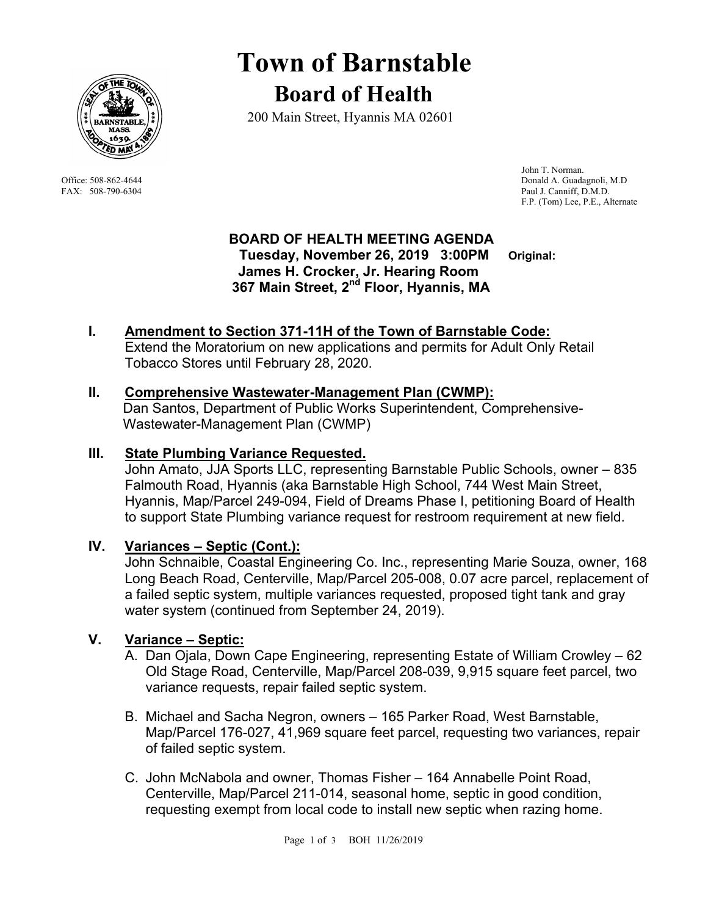# Town of Barnstable

## Board of Health

200 Main Street, Hyannis MA 02601

Office: 508-862-4644
FAX: 508-790-6304

John T. Norman.
Donald A. Guadagnoli, M.D
Paul J. Canniff, D.M.D.
F.P. (Tom) Lee, P.E., Alternate

**BOARD OF HEALTH MEETING AGENDA**
**Tuesday, November 26, 2019 3:00PM** **Original:**
**James H. Crocker, Jr. Hearing Room**
**367 Main Street, 2nd Floor, Hyannis, MA**

**I. Amendment to Section 371-11H of the Town of Barnstable Code:**
Extend the Moratorium on new applications and permits for Adult Only Retail Tobacco Stores until February 28, 2020.

**II. Comprehensive Wastewater-Management Plan (CWMP):**
Dan Santos, Department of Public Works Superintendent, Comprehensive-Wastewater-Management Plan (CWMP)

**III. State Plumbing Variance Requested.**
John Amato, JJA Sports LLC, representing Barnstable Public Schools, owner – 835 Falmouth Road, Hyannis (aka Barnstable High School, 744 West Main Street, Hyannis, Map/Parcel 249-094, Field of Dreams Phase I, petitioning Board of Health to support State Plumbing variance request for restroom requirement at new field.

**IV. Variances – Septic (Cont.):**
John Schnaible, Coastal Engineering Co. Inc., representing Marie Souza, owner, 168 Long Beach Road, Centerville, Map/Parcel 205-008, 0.07 acre parcel, replacement of a failed septic system, multiple variances requested, proposed tight tank and gray water system (continued from September 24, 2019).

**V. Variance – Septic:**

A. Dan Ojala, Down Cape Engineering, representing Estate of William Crowley – 62 Old Stage Road, Centerville, Map/Parcel 208-039, 9,915 square feet parcel, two variance requests, repair failed septic system.

B. Michael and Sacha Negron, owners – 165 Parker Road, West Barnstable, Map/Parcel 176-027, 41,969 square feet parcel, requesting two variances, repair of failed septic system.

C. John McNabola and owner, Thomas Fisher – 164 Annabelle Point Road, Centerville, Map/Parcel 211-014, seasonal home, septic in good condition, requesting exempt from local code to install new septic when razing home.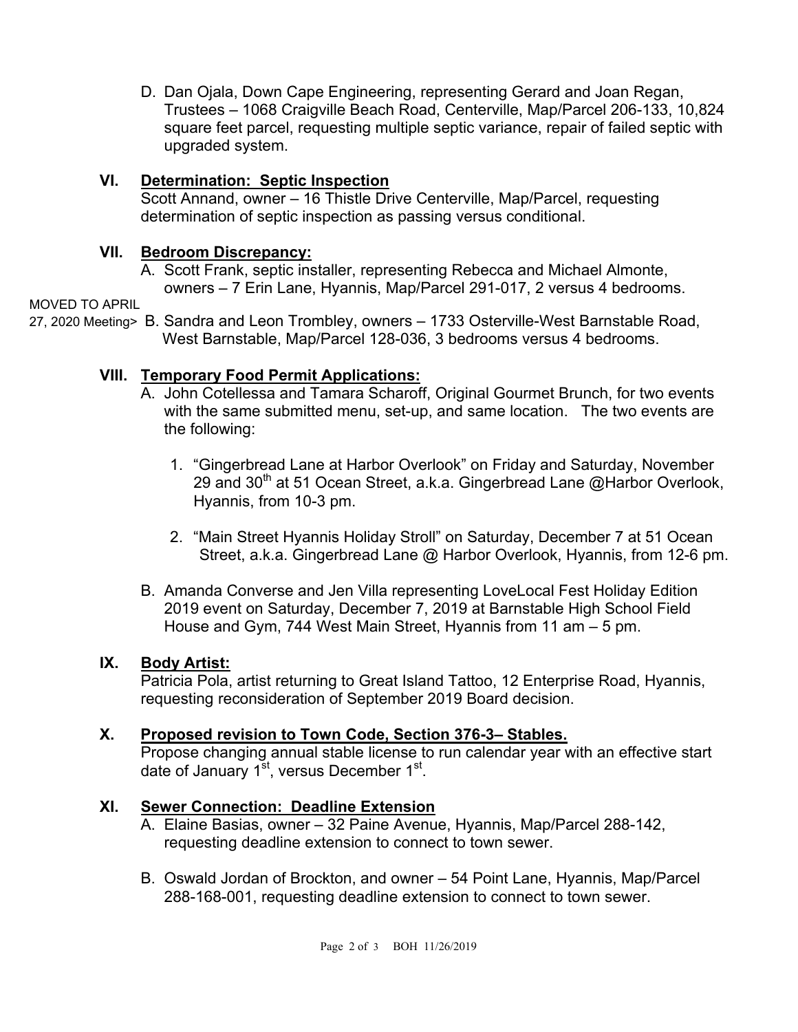D. Dan Ojala, Down Cape Engineering, representing Gerard and Joan Regan, Trustees – 1068 Craigville Beach Road, Centerville, Map/Parcel 206-133, 10,824 square feet parcel, requesting multiple septic variance, repair of failed septic with upgraded system.

## VI. Determination: Septic Inspection

Scott Annand, owner – 16 Thistle Drive Centerville, Map/Parcel, requesting determination of septic inspection as passing versus conditional.

## VII. Bedroom Discrepancy:

A. Scott Frank, septic installer, representing Rebecca and Michael Almonte, owners – 7 Erin Lane, Hyannis, Map/Parcel 291-017, 2 versus 4 bedrooms.

MOVED TO APRIL 27, 2020 Meeting> B. Sandra and Leon Trombley, owners – 1733 Osterville-West Barnstable Road, West Barnstable, Map/Parcel 128-036, 3 bedrooms versus 4 bedrooms.

## VIII. Temporary Food Permit Applications:

A. John Cotellessa and Tamara Scharoff, Original Gourmet Brunch, for two events with the same submitted menu, set-up, and same location. The two events are the following:

1. "Gingerbread Lane at Harbor Overlook" on Friday and Saturday, November 29 and 30th at 51 Ocean Street, a.k.a. Gingerbread Lane @Harbor Overlook, Hyannis, from 10-3 pm.

2. "Main Street Hyannis Holiday Stroll" on Saturday, December 7 at 51 Ocean Street, a.k.a. Gingerbread Lane @ Harbor Overlook, Hyannis, from 12-6 pm.

B. Amanda Converse and Jen Villa representing LoveLocal Fest Holiday Edition 2019 event on Saturday, December 7, 2019 at Barnstable High School Field House and Gym, 744 West Main Street, Hyannis from 11 am – 5 pm.

## IX. Body Artist:

Patricia Pola, artist returning to Great Island Tattoo, 12 Enterprise Road, Hyannis, requesting reconsideration of September 2019 Board decision.

## X. Proposed revision to Town Code, Section 376-3– Stables.

Propose changing annual stable license to run calendar year with an effective start date of January 1st, versus December 1st.

## XI. Sewer Connection: Deadline Extension

A. Elaine Basias, owner – 32 Paine Avenue, Hyannis, Map/Parcel 288-142, requesting deadline extension to connect to town sewer.

B. Oswald Jordan of Brockton, and owner – 54 Point Lane, Hyannis, Map/Parcel 288-168-001, requesting deadline extension to connect to town sewer.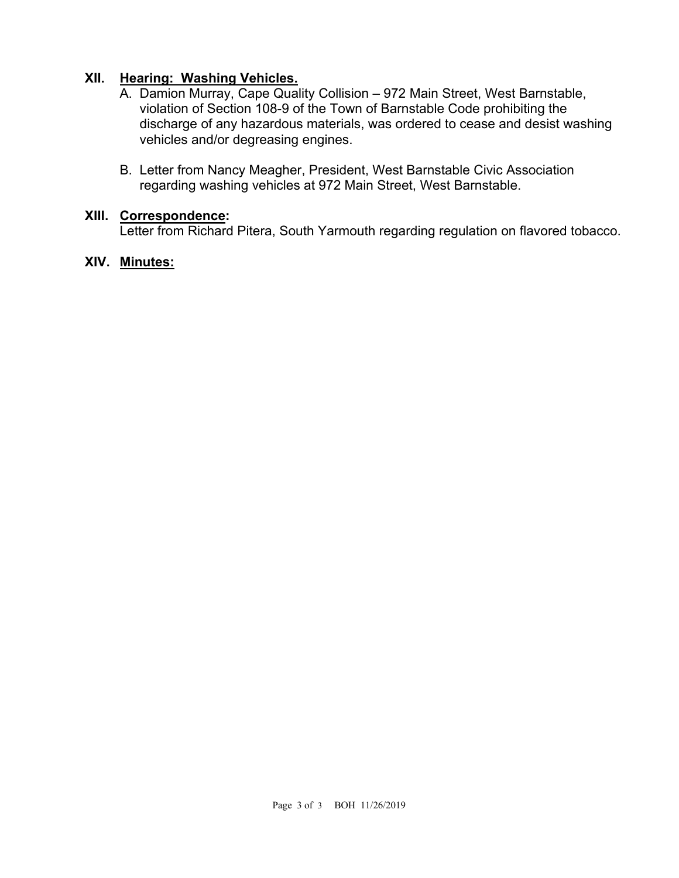**XII. Hearing: Washing Vehicles.**

A. Damion Murray, Cape Quality Collision – 972 Main Street, West Barnstable, violation of Section 108-9 of the Town of Barnstable Code prohibiting the discharge of any hazardous materials, was ordered to cease and desist washing vehicles and/or degreasing engines.

B. Letter from Nancy Meagher, President, West Barnstable Civic Association regarding washing vehicles at 972 Main Street, West Barnstable.

**XIII. Correspondence:**

Letter from Richard Pitera, South Yarmouth regarding regulation on flavored tobacco.

**XIV. Minutes:**